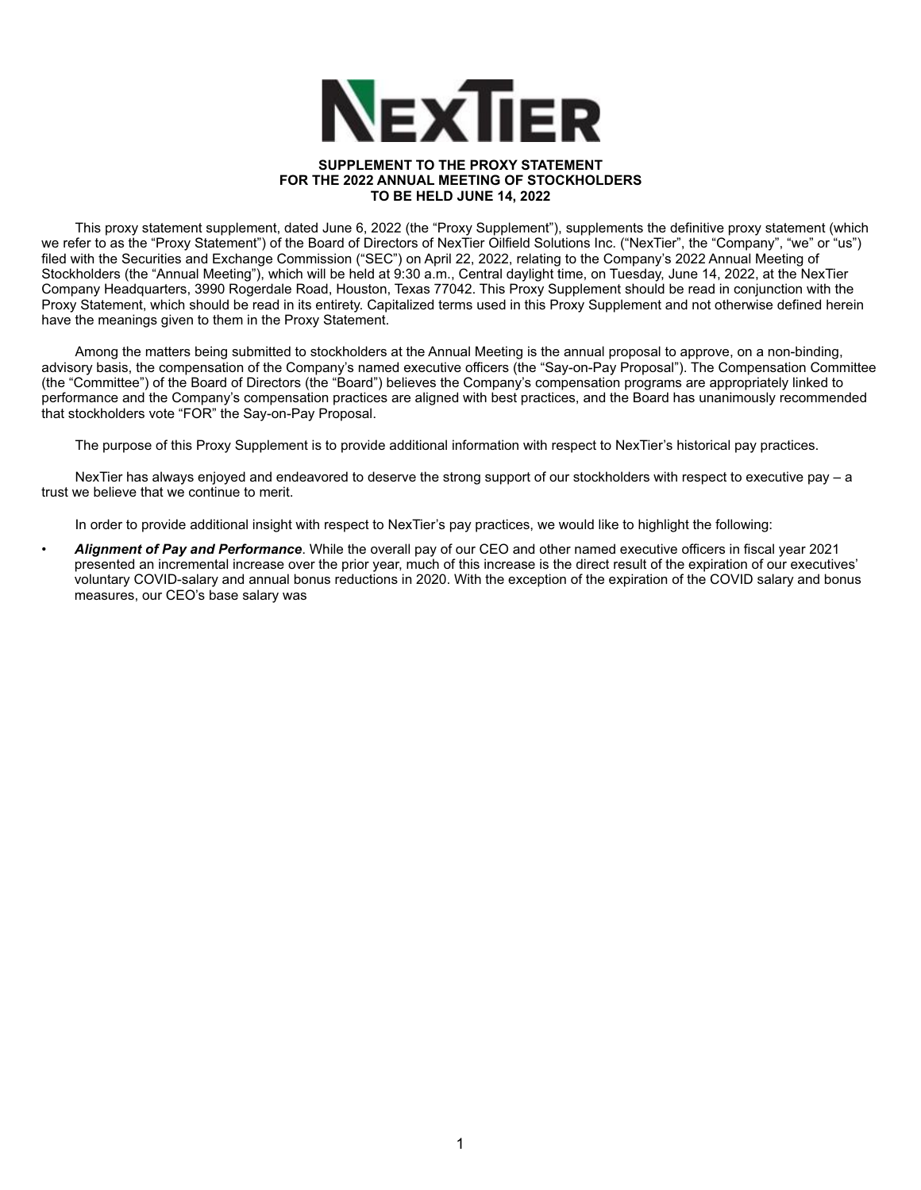**SUPPLEMENT TO THE PROXY STATEMENT**
**FOR THE 2022 ANNUAL MEETING OF STOCKHOLDERS**
**TO BE HELD JUNE 14, 2022**

This proxy statement supplement, dated June 6, 2022 (the "Proxy Supplement"), supplements the definitive proxy statement (which we refer to as the "Proxy Statement") of the Board of Directors of NexTier Oilfield Solutions Inc. ("NexTier", the "Company", "we" or "us") filed with the Securities and Exchange Commission ("SEC") on April 22, 2022, relating to the Company's 2022 Annual Meeting of Stockholders (the "Annual Meeting"), which will be held at 9:30 a.m., Central daylight time, on Tuesday, June 14, 2022, at the NexTier Company Headquarters, 3990 Rogerdale Road, Houston, Texas 77042. This Proxy Supplement should be read in conjunction with the Proxy Statement, which should be read in its entirety. Capitalized terms used in this Proxy Supplement and not otherwise defined herein have the meanings given to them in the Proxy Statement.

Among the matters being submitted to stockholders at the Annual Meeting is the annual proposal to approve, on a non-binding, advisory basis, the compensation of the Company's named executive officers (the "Say-on-Pay Proposal"). The Compensation Committee (the "Committee") of the Board of Directors (the "Board") believes the Company's compensation programs are appropriately linked to performance and the Company's compensation practices are aligned with best practices, and the Board has unanimously recommended that stockholders vote "FOR" the Say-on-Pay Proposal.

The purpose of this Proxy Supplement is to provide additional information with respect to NexTier's historical pay practices.

NexTier has always enjoyed and endeavored to deserve the strong support of our stockholders with respect to executive pay – a trust we believe that we continue to merit.

In order to provide additional insight with respect to NexTier's pay practices, we would like to highlight the following:

- ***Alignment of Pay and Performance***. While the overall pay of our CEO and other named executive officers in fiscal year 2021 presented an incremental increase over the prior year, much of this increase is the direct result of the expiration of our executives' voluntary COVID-salary and annual bonus reductions in 2020. With the exception of the expiration of the COVID salary and bonus measures, our CEO's base salary was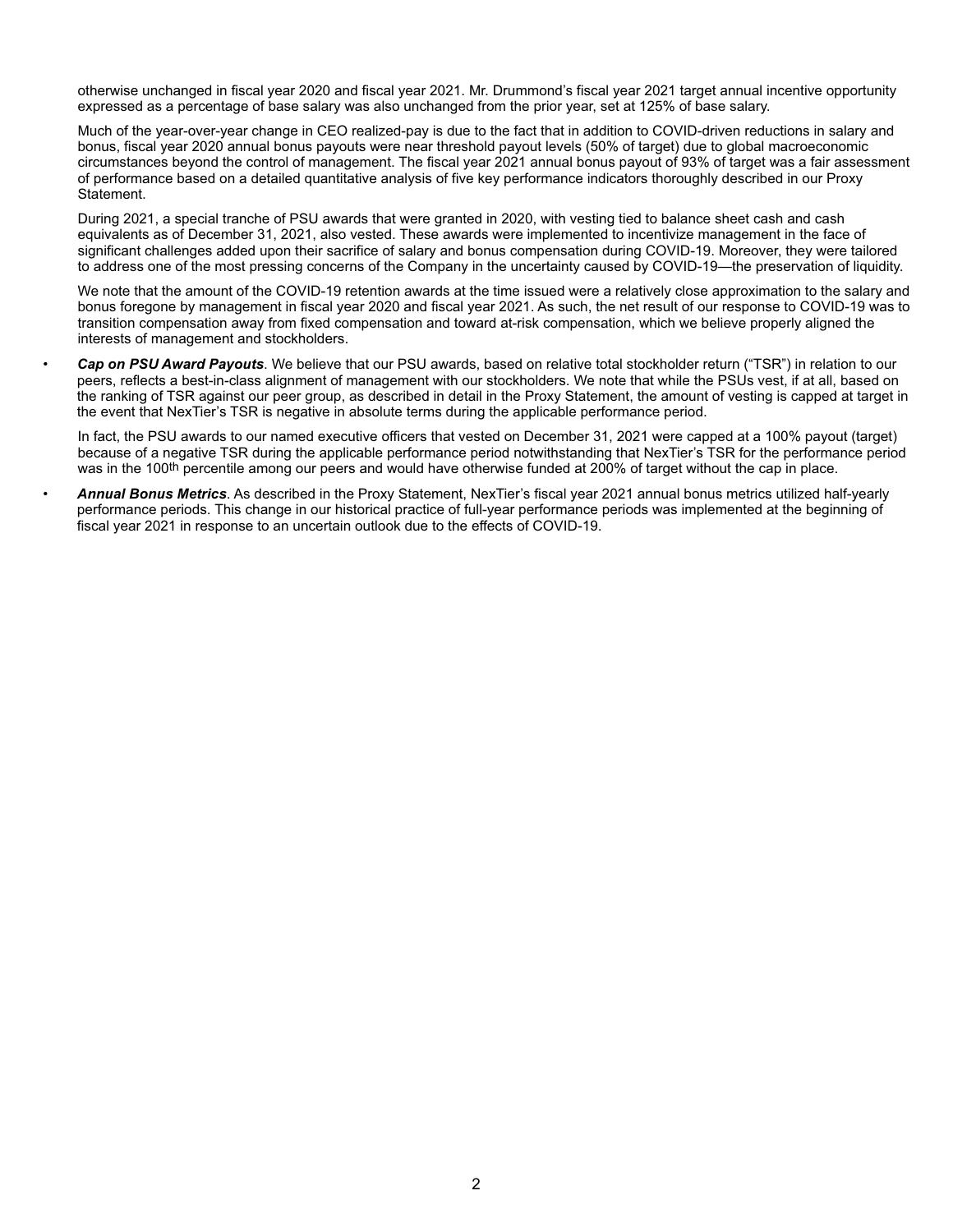otherwise unchanged in fiscal year 2020 and fiscal year 2021. Mr. Drummond's fiscal year 2021 target annual incentive opportunity expressed as a percentage of base salary was also unchanged from the prior year, set at 125% of base salary.

Much of the year-over-year change in CEO realized-pay is due to the fact that in addition to COVID-driven reductions in salary and bonus, fiscal year 2020 annual bonus payouts were near threshold payout levels (50% of target) due to global macroeconomic circumstances beyond the control of management. The fiscal year 2021 annual bonus payout of 93% of target was a fair assessment of performance based on a detailed quantitative analysis of five key performance indicators thoroughly described in our Proxy Statement.

During 2021, a special tranche of PSU awards that were granted in 2020, with vesting tied to balance sheet cash and cash equivalents as of December 31, 2021, also vested. These awards were implemented to incentivize management in the face of significant challenges added upon their sacrifice of salary and bonus compensation during COVID-19. Moreover, they were tailored to address one of the most pressing concerns of the Company in the uncertainty caused by COVID-19—the preservation of liquidity.

We note that the amount of the COVID-19 retention awards at the time issued were a relatively close approximation to the salary and bonus foregone by management in fiscal year 2020 and fiscal year 2021. As such, the net result of our response to COVID-19 was to transition compensation away from fixed compensation and toward at-risk compensation, which we believe properly aligned the interests of management and stockholders.

- ***Cap on PSU Award Payouts***. We believe that our PSU awards, based on relative total stockholder return ("TSR") in relation to our peers, reflects a best-in-class alignment of management with our stockholders. We note that while the PSUs vest, if at all, based on the ranking of TSR against our peer group, as described in detail in the Proxy Statement, the amount of vesting is capped at target in the event that NexTier's TSR is negative in absolute terms during the applicable performance period.

  In fact, the PSU awards to our named executive officers that vested on December 31, 2021 were capped at a 100% payout (target) because of a negative TSR during the applicable performance period notwithstanding that NexTier's TSR for the performance period was in the 100th percentile among our peers and would have otherwise funded at 200% of target without the cap in place.

- ***Annual Bonus Metrics***. As described in the Proxy Statement, NexTier's fiscal year 2021 annual bonus metrics utilized half-yearly performance periods. This change in our historical practice of full-year performance periods was implemented at the beginning of fiscal year 2021 in response to an uncertain outlook due to the effects of COVID-19.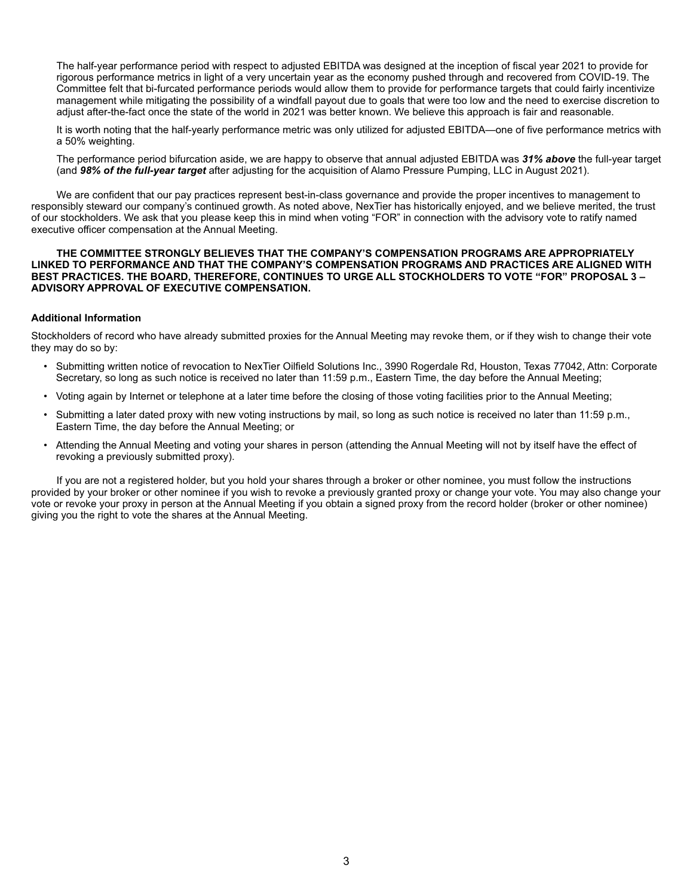The half-year performance period with respect to adjusted EBITDA was designed at the inception of fiscal year 2021 to provide for rigorous performance metrics in light of a very uncertain year as the economy pushed through and recovered from COVID-19. The Committee felt that bi-furcated performance periods would allow them to provide for performance targets that could fairly incentivize management while mitigating the possibility of a windfall payout due to goals that were too low and the need to exercise discretion to adjust after-the-fact once the state of the world in 2021 was better known. We believe this approach is fair and reasonable.

It is worth noting that the half-yearly performance metric was only utilized for adjusted EBITDA—one of five performance metrics with a 50% weighting.

The performance period bifurcation aside, we are happy to observe that annual adjusted EBITDA was ***31% above*** the full-year target (and ***98% of the full-year target*** after adjusting for the acquisition of Alamo Pressure Pumping, LLC in August 2021).

We are confident that our pay practices represent best-in-class governance and provide the proper incentives to management to responsibly steward our company's continued growth. As noted above, NexTier has historically enjoyed, and we believe merited, the trust of our stockholders. We ask that you please keep this in mind when voting "FOR" in connection with the advisory vote to ratify named executive officer compensation at the Annual Meeting.

**THE COMMITTEE STRONGLY BELIEVES THAT THE COMPANY'S COMPENSATION PROGRAMS ARE APPROPRIATELY LINKED TO PERFORMANCE AND THAT THE COMPANY'S COMPENSATION PROGRAMS AND PRACTICES ARE ALIGNED WITH BEST PRACTICES. THE BOARD, THEREFORE, CONTINUES TO URGE ALL STOCKHOLDERS TO VOTE "FOR" PROPOSAL 3 – ADVISORY APPROVAL OF EXECUTIVE COMPENSATION.**

**Additional Information**

Stockholders of record who have already submitted proxies for the Annual Meeting may revoke them, or if they wish to change their vote they may do so by:

- Submitting written notice of revocation to NexTier Oilfield Solutions Inc., 3990 Rogerdale Rd, Houston, Texas 77042, Attn: Corporate Secretary, so long as such notice is received no later than 11:59 p.m., Eastern Time, the day before the Annual Meeting;
- Voting again by Internet or telephone at a later time before the closing of those voting facilities prior to the Annual Meeting;
- Submitting a later dated proxy with new voting instructions by mail, so long as such notice is received no later than 11:59 p.m., Eastern Time, the day before the Annual Meeting; or
- Attending the Annual Meeting and voting your shares in person (attending the Annual Meeting will not by itself have the effect of revoking a previously submitted proxy).

If you are not a registered holder, but you hold your shares through a broker or other nominee, you must follow the instructions provided by your broker or other nominee if you wish to revoke a previously granted proxy or change your vote. You may also change your vote or revoke your proxy in person at the Annual Meeting if you obtain a signed proxy from the record holder (broker or other nominee) giving you the right to vote the shares at the Annual Meeting.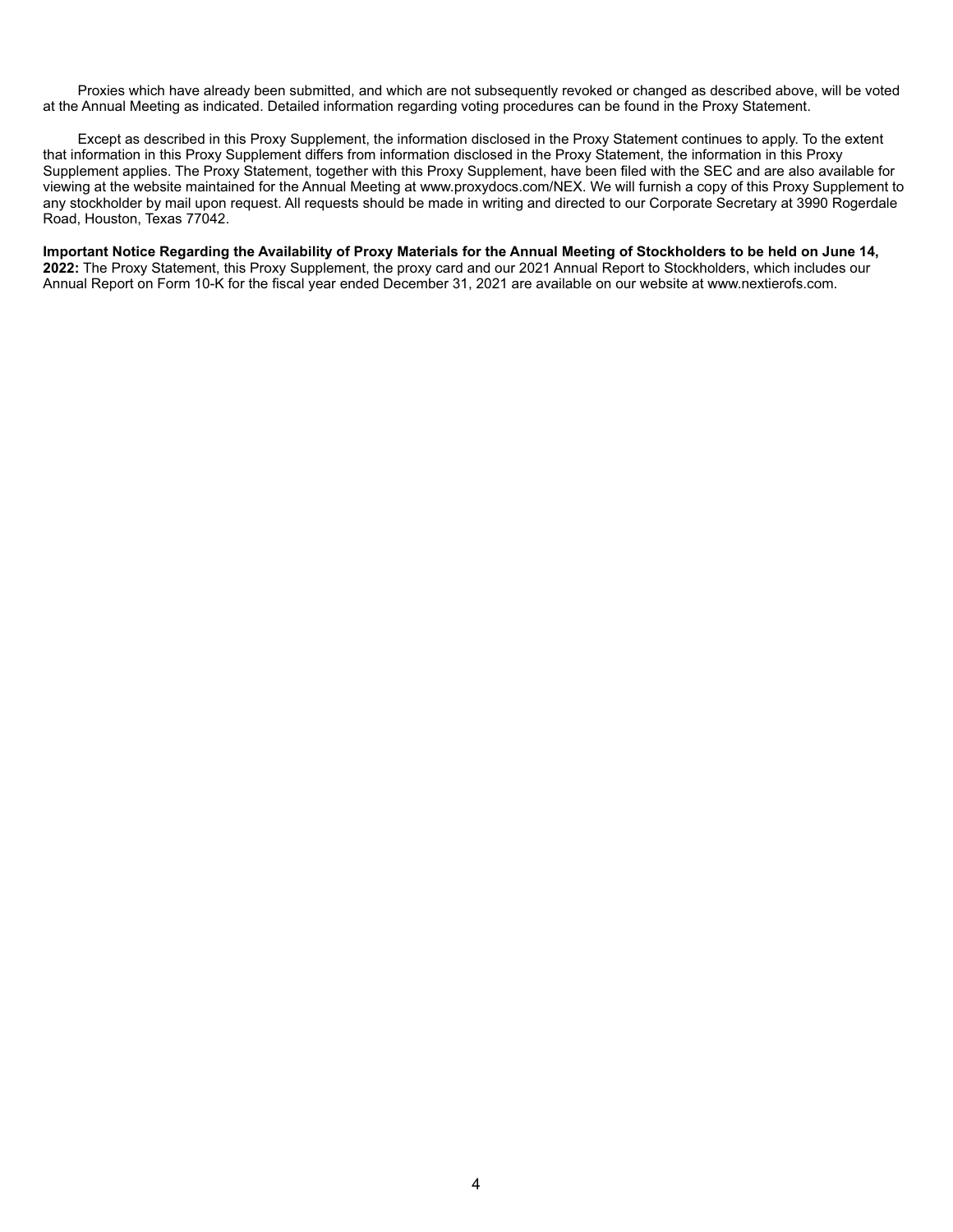Proxies which have already been submitted, and which are not subsequently revoked or changed as described above, will be voted at the Annual Meeting as indicated. Detailed information regarding voting procedures can be found in the Proxy Statement.

Except as described in this Proxy Supplement, the information disclosed in the Proxy Statement continues to apply. To the extent that information in this Proxy Supplement differs from information disclosed in the Proxy Statement, the information in this Proxy Supplement applies. The Proxy Statement, together with this Proxy Supplement, have been filed with the SEC and are also available for viewing at the website maintained for the Annual Meeting at www.proxydocs.com/NEX. We will furnish a copy of this Proxy Supplement to any stockholder by mail upon request. All requests should be made in writing and directed to our Corporate Secretary at 3990 Rogerdale Road, Houston, Texas 77042.

**Important Notice Regarding the Availability of Proxy Materials for the Annual Meeting of Stockholders to be held on June 14, 2022:** The Proxy Statement, this Proxy Supplement, the proxy card and our 2021 Annual Report to Stockholders, which includes our Annual Report on Form 10-K for the fiscal year ended December 31, 2021 are available on our website at www.nextierofs.com.